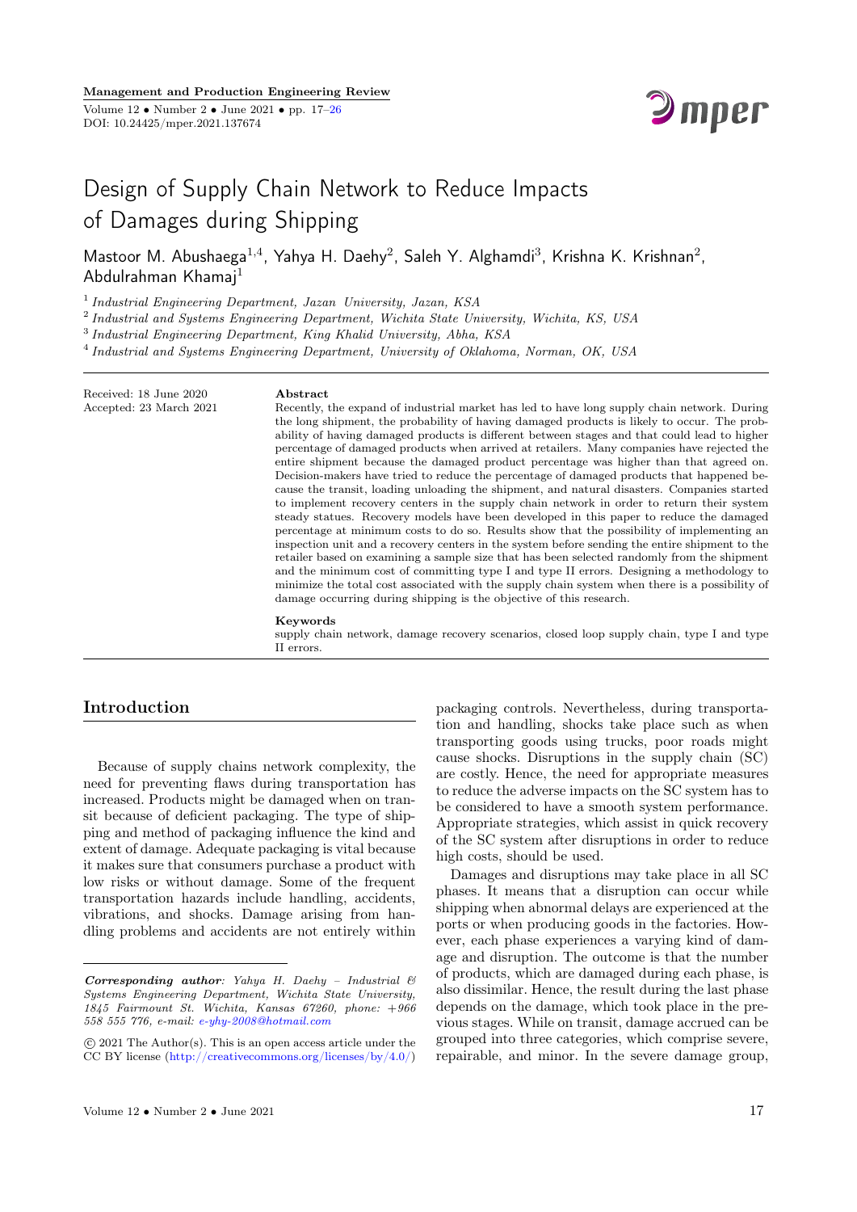# Design of Supply Chain Network to Reduce Impacts of Damages during Shipping

Mastoor M. Abushaega[1,4], Yahya H. Daehy[2], Saleh Y. Alghamdi[3], Krishna K. Krishnan[2], Abdulrahman Khamaj[1]

[1] *Industrial Engineering Department, Jazan University, Jazan, KSA*

[2] *Industrial and Systems Engineering Department, Wichita State University, Wichita, KS, USA*

[3] *Industrial Engineering Department, King Khalid University, Abha, KSA*

[4] *Industrial and Systems Engineering Department, University of Oklahoma, Norman, OK, USA*

Received: 18 June 2020
Accepted: 23 March 2021

**Abstract**

Recently, the expand of industrial market has led to have long supply chain network. During the long shipment, the probability of having damaged products is likely to occur. The probability of having damaged products is different between stages and that could lead to higher percentage of damaged products when arrived at retailers. Many companies have rejected the entire shipment because the damaged product percentage was higher than that agreed on. Decision-makers have tried to reduce the percentage of damaged products that happened because the transit, loading unloading the shipment, and natural disasters. Companies started to implement recovery centers in the supply chain network in order to return their system steady statues. Recovery models have been developed in this paper to reduce the damaged percentage at minimum costs to do so. Results show that the possibility of implementing an inspection unit and a recovery centers in the system before sending the entire shipment to the retailer based on examining a sample size that has been selected randomly from the shipment and the minimum cost of committing type I and type II errors. Designing a methodology to minimize the total cost associated with the supply chain system when there is a possibility of damage occurring during shipping is the objective of this research.

**Keywords**

supply chain network, damage recovery scenarios, closed loop supply chain, type I and type II errors.

## Introduction

Because of supply chains network complexity, the need for preventing flaws during transportation has increased. Products might be damaged when on transit because of deficient packaging. The type of shipping and method of packaging influence the kind and extent of damage. Adequate packaging is vital because it makes sure that consumers purchase a product with low risks or without damage. Some of the frequent transportation hazards include handling, accidents, vibrations, and shocks. Damage arising from handling problems and accidents are not entirely within packaging controls. Nevertheless, during transportation and handling, shocks take place such as when transporting goods using trucks, poor roads might cause shocks. Disruptions in the supply chain (SC) are costly. Hence, the need for appropriate measures to reduce the adverse impacts on the SC system has to be considered to have a smooth system performance. Appropriate strategies, which assist in quick recovery of the SC system after disruptions in order to reduce high costs, should be used.

Damages and disruptions may take place in all SC phases. It means that a disruption can occur while shipping when abnormal delays are experienced at the ports or when producing goods in the factories. However, each phase experiences a varying kind of damage and disruption. The outcome is that the number of products, which are damaged during each phase, is also dissimilar. Hence, the result during the last phase depends on the damage, which took place in the previous stages. While on transit, damage accrued can be grouped into three categories, which comprise severe, repairable, and minor. In the severe damage group,

---

***Corresponding author**: Yahya H. Daehy – Industrial & Systems Engineering Department, Wichita State University, 1845 Fairmount St. Wichita, Kansas 67260, phone: +966 558 555 776, e-mail: e-yhy-2008@hotmail.com*

© 2021 The Author(s). This is an open access article under the CC BY license (http://creativecommons.org/licenses/by/4.0/)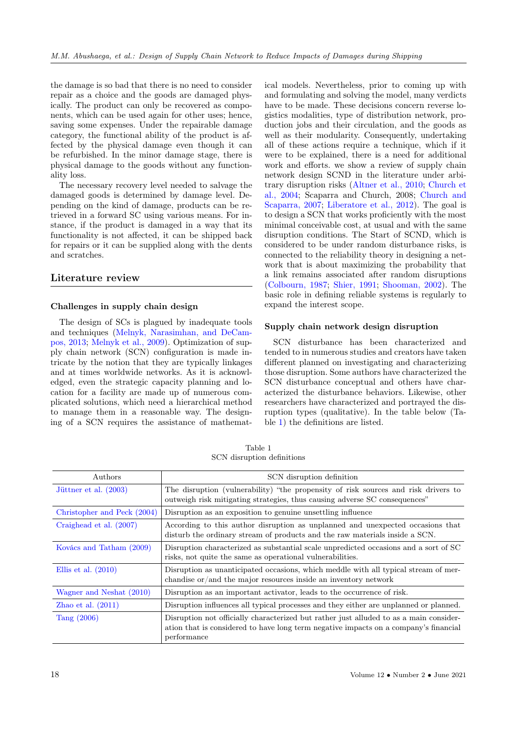the damage is so bad that there is no need to consider repair as a choice and the goods are damaged physically. The product can only be recovered as components, which can be used again for other uses; hence, saving some expenses. Under the repairable damage category, the functional ability of the product is affected by the physical damage even though it can be refurbished. In the minor damage stage, there is physical damage to the goods without any functionality loss.

The necessary recovery level needed to salvage the damaged goods is determined by damage level. Depending on the kind of damage, products can be retrieved in a forward SC using various means. For instance, if the product is damaged in a way that its functionality is not affected, it can be shipped back for repairs or it can be supplied along with the dents and scratches.

## Literature review

### Challenges in supply chain design

The design of SCs is plagued by inadequate tools and techniques (Melnyk, Narasimhan, and DeCampos, 2013; Melnyk et al., 2009). Optimization of supply chain network (SCN) configuration is made intricate by the notion that they are typically linkages and at times worldwide networks. As it is acknowledged, even the strategic capacity planning and location for a facility are made up of numerous complicated solutions, which need a hierarchical method to manage them in a reasonable way. The designing of a SCN requires the assistance of mathematical models. Nevertheless, prior to coming up with and formulating and solving the model, many verdicts have to be made. These decisions concern reverse logistics modalities, type of distribution network, production jobs and their circulation, and the goods as well as their modularity. Consequently, undertaking all of these actions require a technique, which if it were to be explained, there is a need for additional work and efforts. we show a review of supply chain network design SCND in the literature under arbitrary disruption risks (Altner et al., 2010; Church et al., 2004; Scaparra and Church, 2008; Church and Scaparra, 2007; Liberatore et al., 2012). The goal is to design a SCN that works proficiently with the most minimal conceivable cost, at usual and with the same disruption conditions. The Start of SCND, which is considered to be under random disturbance risks, is connected to the reliability theory in designing a network that is about maximizing the probability that a link remains associated after random disruptions (Colbourn, 1987; Shier, 1991; Shooman, 2002). The basic role in defining reliable systems is regularly to expand the interest scope.

### Supply chain network design disruption

SCN disturbance has been characterized and tended to in numerous studies and creators have taken different planned on investigating and characterizing those disruption. Some authors have characterized the SCN disturbance conceptual and others have characterized the disturbance behaviors. Likewise, other researchers have characterized and portrayed the disruption types (qualitative). In the table below (Table 1) the definitions are listed.

Table 1
SCN disruption definitions

| Authors | SCN disruption definition |
|---|---|
| Jüttner et al. (2003) | The disruption (vulnerability) "the propensity of risk sources and risk drivers to outweigh risk mitigating strategies, thus causing adverse SC consequences" |
| Christopher and Peck (2004) | Disruption as an exposition to genuine unsettling influence |
| Craighead et al. (2007) | According to this author disruption as unplanned and unexpected occasions that disturb the ordinary stream of products and the raw materials inside a SCN. |
| Kovács and Tatham (2009) | Disruption characterized as substantial scale unpredicted occasions and a sort of SC risks, not quite the same as operational vulnerabilities. |
| Ellis et al. (2010) | Disruption as unanticipated occasions, which meddle with all typical stream of merchandise or/and the major resources inside an inventory network |
| Wagner and Neshat (2010) | Disruption as an important activator, leads to the occurrence of risk. |
| Zhao et al. (2011) | Disruption influences all typical processes and they either are unplanned or planned. |
| Tang (2006) | Disruption not officially characterized but rather just alluded to as a main consideration that is considered to have long term negative impacts on a company's financial performance |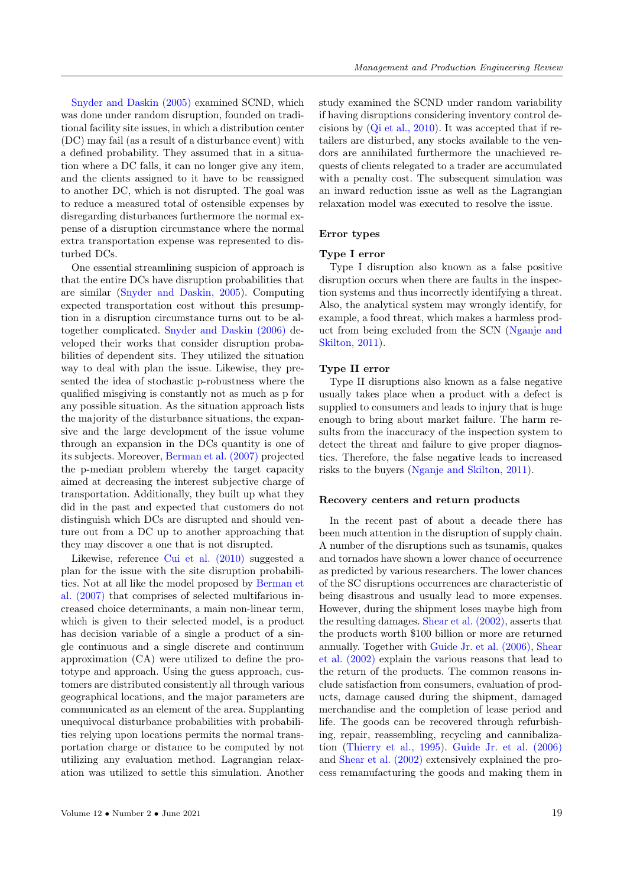Snyder and Daskin (2005) examined SCND, which was done under random disruption, founded on traditional facility site issues, in which a distribution center (DC) may fail (as a result of a disturbance event) with a defined probability. They assumed that in a situation where a DC falls, it can no longer give any item, and the clients assigned to it have to be reassigned to another DC, which is not disrupted. The goal was to reduce a measured total of ostensible expenses by disregarding disturbances furthermore the normal expense of a disruption circumstance where the normal extra transportation expense was represented to disturbed DCs.

One essential streamlining suspicion of approach is that the entire DCs have disruption probabilities that are similar (Snyder and Daskin, 2005). Computing expected transportation cost without this presumption in a disruption circumstance turns out to be altogether complicated. Snyder and Daskin (2006) developed their works that consider disruption probabilities of dependent sits. They utilized the situation way to deal with plan the issue. Likewise, they presented the idea of stochastic p-robustness where the qualified misgiving is constantly not as much as p for any possible situation. As the situation approach lists the majority of the disturbance situations, the expansive and the large development of the issue volume through an expansion in the DCs quantity is one of its subjects. Moreover, Berman et al. (2007) projected the p-median problem whereby the target capacity aimed at decreasing the interest subjective charge of transportation. Additionally, they built up what they did in the past and expected that customers do not distinguish which DCs are disrupted and should venture out from a DC up to another approaching that they may discover a one that is not disrupted.

Likewise, reference Cui et al. (2010) suggested a plan for the issue with the site disruption probabilities. Not at all like the model proposed by Berman et al. (2007) that comprises of selected multifarious increased choice determinants, a main non-linear term, which is given to their selected model, is a product has decision variable of a single a product of a single continuous and a single discrete and continuum approximation (CA) were utilized to define the prototype and approach. Using the guess approach, customers are distributed consistently all through various geographical locations, and the major parameters are communicated as an element of the area. Supplanting unequivocal disturbance probabilities with probabilities relying upon locations permits the normal transportation charge or distance to be computed by not utilizing any evaluation method. Lagrangian relaxation was utilized to settle this simulation. Another study examined the SCND under random variability if having disruptions considering inventory control decisions by (Qi et al., 2010). It was accepted that if retailers are disturbed, any stocks available to the vendors are annihilated furthermore the unachieved requests of clients relegated to a trader are accumulated with a penalty cost. The subsequent simulation was an inward reduction issue as well as the Lagrangian relaxation model was executed to resolve the issue.

### Error types

#### Type I error

Type I disruption also known as a false positive disruption occurs when there are faults in the inspection systems and thus incorrectly identifying a threat. Also, the analytical system may wrongly identify, for example, a food threat, which makes a harmless product from being excluded from the SCN (Nganje and Skilton, 2011).

#### Type II error

Type II disruptions also known as a false negative usually takes place when a product with a defect is supplied to consumers and leads to injury that is huge enough to bring about market failure. The harm results from the inaccuracy of the inspection system to detect the threat and failure to give proper diagnostics. Therefore, the false negative leads to increased risks to the buyers (Nganje and Skilton, 2011).

### Recovery centers and return products

In the recent past of about a decade there has been much attention in the disruption of supply chain. A number of the disruptions such as tsunamis, quakes and tornados have shown a lower chance of occurrence as predicted by various researchers. The lower chances of the SC disruptions occurrences are characteristic of being disastrous and usually lead to more expenses. However, during the shipment loses maybe high from the resulting damages. Shear et al. (2002), asserts that the products worth $100 billion or more are returned annually. Together with Guide Jr. et al. (2006), Shear et al. (2002) explain the various reasons that lead to the return of the products. The common reasons include satisfaction from consumers, evaluation of products, damage caused during the shipment, damaged merchandise and the completion of lease period and life. The goods can be recovered through refurbishing, repair, reassembling, recycling and cannibalization (Thierry et al., 1995). Guide Jr. et al. (2006) and Shear et al. (2002) extensively explained the process remanufacturing the goods and making them in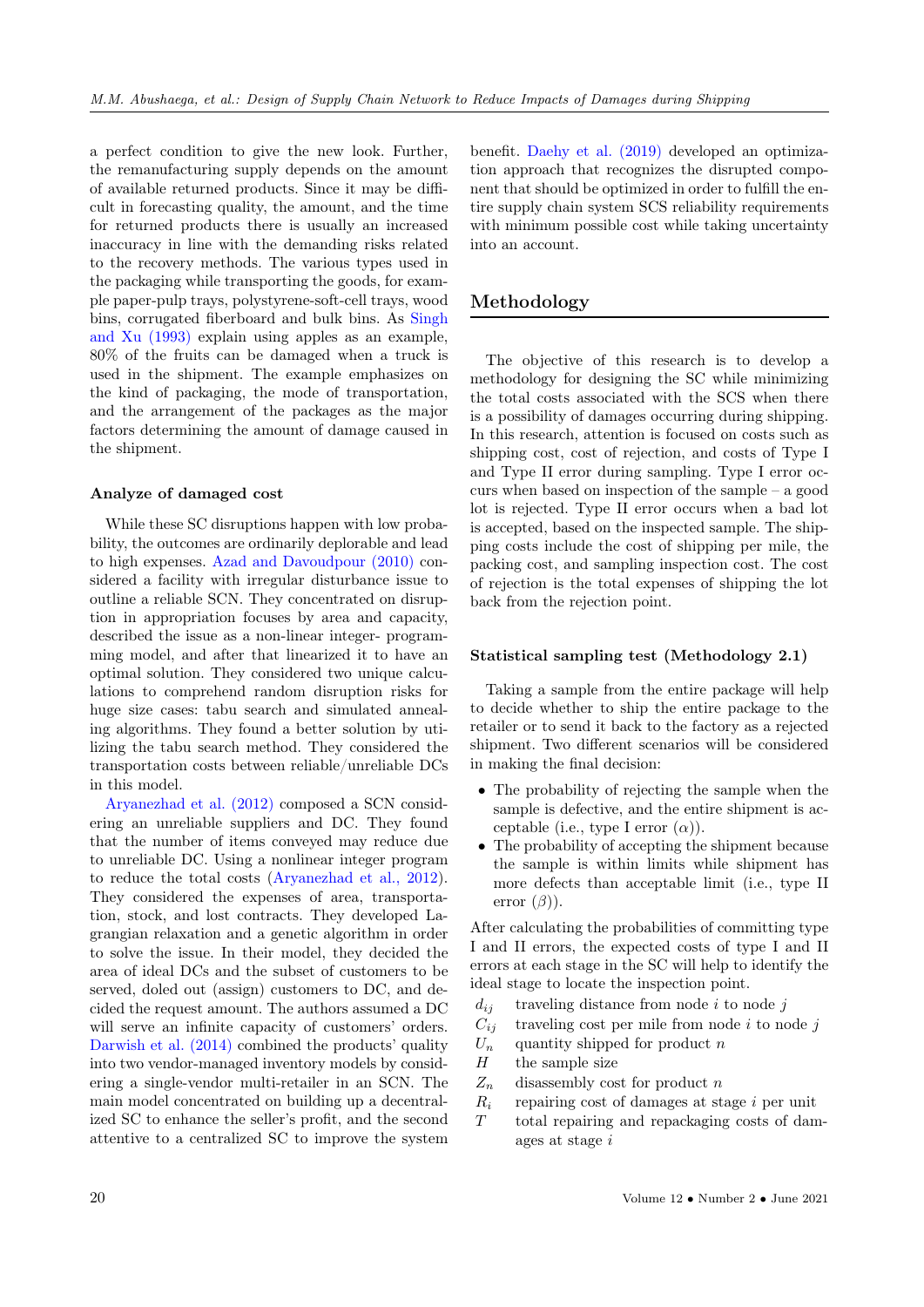a perfect condition to give the new look. Further, the remanufacturing supply depends on the amount of available returned products. Since it may be difficult in forecasting quality, the amount, and the time for returned products there is usually an increased inaccuracy in line with the demanding risks related to the recovery methods. The various types used in the packaging while transporting the goods, for example paper-pulp trays, polystyrene-soft-cell trays, wood bins, corrugated fiberboard and bulk bins. As Singh and Xu (1993) explain using apples as an example, 80% of the fruits can be damaged when a truck is used in the shipment. The example emphasizes on the kind of packaging, the mode of transportation, and the arrangement of the packages as the major factors determining the amount of damage caused in the shipment.

### Analyze of damaged cost

While these SC disruptions happen with low probability, the outcomes are ordinarily deplorable and lead to high expenses. Azad and Davoudpour (2010) considered a facility with irregular disturbance issue to outline a reliable SCN. They concentrated on disruption in appropriation focuses by area and capacity, described the issue as a non-linear integer- programming model, and after that linearized it to have an optimal solution. They considered two unique calculations to comprehend random disruption risks for huge size cases: tabu search and simulated annealing algorithms. They found a better solution by utilizing the tabu search method. They considered the transportation costs between reliable/unreliable DCs in this model.

Aryanezhad et al. (2012) composed a SCN considering an unreliable suppliers and DC. They found that the number of items conveyed may reduce due to unreliable DC. Using a nonlinear integer program to reduce the total costs (Aryanezhad et al., 2012). They considered the expenses of area, transportation, stock, and lost contracts. They developed Lagrangian relaxation and a genetic algorithm in order to solve the issue. In their model, they decided the area of ideal DCs and the subset of customers to be served, doled out (assign) customers to DC, and decided the request amount. The authors assumed a DC will serve an infinite capacity of customers' orders. Darwish et al. (2014) combined the products' quality into two vendor-managed inventory models by considering a single-vendor multi-retailer in an SCN. The main model concentrated on building up a decentralized SC to enhance the seller's profit, and the second attentive to a centralized SC to improve the system benefit. Daehy et al. (2019) developed an optimization approach that recognizes the disrupted component that should be optimized in order to fulfill the entire supply chain system SCS reliability requirements with minimum possible cost while taking uncertainty into an account.

## Methodology

The objective of this research is to develop a methodology for designing the SC while minimizing the total costs associated with the SCS when there is a possibility of damages occurring during shipping. In this research, attention is focused on costs such as shipping cost, cost of rejection, and costs of Type I and Type II error during sampling. Type I error occurs when based on inspection of the sample – a good lot is rejected. Type II error occurs when a bad lot is accepted, based on the inspected sample. The shipping costs include the cost of shipping per mile, the packing cost, and sampling inspection cost. The cost of rejection is the total expenses of shipping the lot back from the rejection point.

### Statistical sampling test (Methodology 2.1)

Taking a sample from the entire package will help to decide whether to ship the entire package to the retailer or to send it back to the factory as a rejected shipment. Two different scenarios will be considered in making the final decision:

- The probability of rejecting the sample when the sample is defective, and the entire shipment is acceptable (i.e., type I error ($\alpha$)).
- The probability of accepting the shipment because the sample is within limits while shipment has more defects than acceptable limit (i.e., type II error ($\beta$)).

After calculating the probabilities of committing type I and II errors, the expected costs of type I and II errors at each stage in the SC will help to identify the ideal stage to locate the inspection point.

- $d_{ij}$ traveling distance from node $i$ to node $j$
- $C_{ij}$ traveling cost per mile from node $i$ to node $j$
- $U_n$ quantity shipped for product $n$
- $H$ the sample size
- $Z_n$ disassembly cost for product $n$
- $R_i$ repairing cost of damages at stage $i$ per unit
- $T$ total repairing and repackaging costs of damages at stage $i$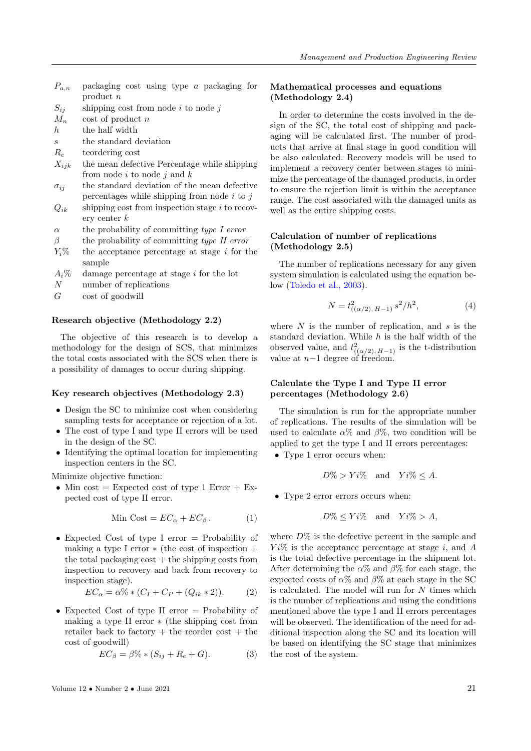$P_{a,n}$ packaging cost using type $a$ packaging for product $n$

$S_{ij}$ shipping cost from node $i$ to node $j$

$M_n$ cost of product $n$

$h$ the half width

$s$ the standard deviation

$R_e$ teordering cost

$X_{ijk}$ the mean defective Percentage while shipping from node $i$ to node $j$ and $k$

$\sigma_{ij}$ the standard deviation of the mean defective percentages while shipping from node $i$ to $j$

$Q_{ik}$ shipping cost from inspection stage $i$ to recovery center $k$

$\alpha$ the probability of committing *type I error*

$\beta$ the probability of committing *type II error*

$Y_i\%$ the acceptance percentage at stage $i$ for the sample

$A_i\%$ damage percentage at stage $i$ for the lot

$N$ number of replications

$G$ cost of goodwill

### Research objective (Methodology 2.2)

The objective of this research is to develop a methodology for the design of SCS, that minimizes the total costs associated with the SCS when there is a possibility of damages to occur during shipping.

### Key research objectives (Methodology 2.3)

- Design the SC to minimize cost when considering sampling tests for acceptance or rejection of a lot.
- The cost of type I and type II errors will be used in the design of the SC.
- Identifying the optimal location for implementing inspection centers in the SC.

Minimize objective function:

- Min cost = Expected cost of type 1 Error + Expected cost of type II error.

$$\text{Min Cost} = EC_{\alpha} + EC_{\beta}\,. \tag{1}$$

- Expected Cost of type I error = Probability of making a type I error * (the cost of inspection + the total packaging cost + the shipping costs from inspection to recovery and back from recovery to inspection stage).

$$EC_{\alpha} = \alpha\% * (C_I + C_P + (Q_{ik} * 2)). \tag{2}$$

- Expected Cost of type II error = Probability of making a type II error * (the shipping cost from retailer back to factory + the reorder cost + the cost of goodwill)

$$EC_{\beta} = \beta\% * (S_{ij} + R_e + G). \tag{3}$$

### Mathematical processes and equations (Methodology 2.4)

In order to determine the costs involved in the design of the SC, the total cost of shipping and packaging will be calculated first. The number of products that arrive at final stage in good condition will be also calculated. Recovery models will be used to implement a recovery center between stages to minimize the percentage of the damaged products, in order to ensure the rejection limit is within the acceptance range. The cost associated with the damaged units as well as the entire shipping costs.

### Calculation of number of replications (Methodology 2.5)

The number of replications necessary for any given system simulation is calculated using the equation below (Toledo et al., 2003).

$$N = t^2_{((\alpha/2),\,H-1)}\, s^2/h^2, \tag{4}$$

where $N$ is the number of replication, and $s$ is the standard deviation. While $h$ is the half width of the observed value, and $t^2_{((\alpha/2),\,H-1)}$ is the t-distribution value at $n-1$ degree of freedom.

### Calculate the Type I and Type II error percentages (Methodology 2.6)

The simulation is run for the appropriate number of replications. The results of the simulation will be used to calculate $\alpha\%$ and $\beta\%$, two condition will be applied to get the type I and II errors percentages:

- Type 1 error occurs when:

$$D\% > Yi\% \quad \text{and} \quad Yi\% \leq A.$$

- Type 2 error errors occurs when:

$$D\% \leq Yi\% \quad \text{and} \quad Yi\% > A,$$

where $D\%$ is the defective percent in the sample and $Yi\%$ is the acceptance percentage at stage $i$, and $A$ is the total defective percentage in the shipment lot. After determining the $\alpha\%$ and $\beta\%$ for each stage, the expected costs of $\alpha\%$ and $\beta\%$ at each stage in the SC is calculated. The model will run for $N$ times which is the number of replications and using the conditions mentioned above the type I and II errors percentages will be observed. The identification of the need for additional inspection along the SC and its location will be based on identifying the SC stage that minimizes the cost of the system.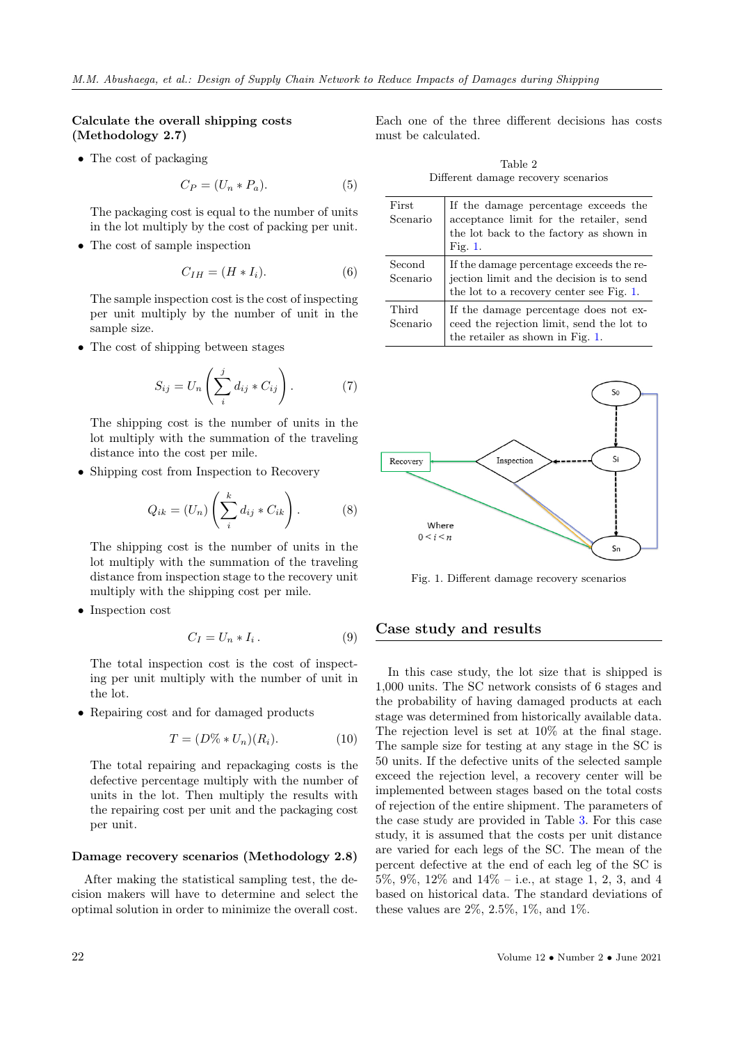### Calculate the overall shipping costs (Methodology 2.7)

- The cost of packaging

$$C_P = (U_n * P_a). \tag{5}$$

The packaging cost is equal to the number of units in the lot multiply by the cost of packing per unit.

- The cost of sample inspection

$$C_{IH} = (H * I_i). \tag{6}$$

The sample inspection cost is the cost of inspecting per unit multiply by the number of unit in the sample size.

- The cost of shipping between stages

$$S_{ij} = U_n \left( \sum_{i}^{j} d_{ij} * C_{ij} \right). \tag{7}$$

The shipping cost is the number of units in the lot multiply with the summation of the traveling distance into the cost per mile.

- Shipping cost from Inspection to Recovery

$$Q_{ik} = (U_n) \left( \sum_{i}^{k} d_{ij} * C_{ik} \right). \tag{8}$$

The shipping cost is the number of units in the lot multiply with the summation of the traveling distance from inspection stage to the recovery unit multiply with the shipping cost per mile.

- Inspection cost

$$C_I = U_n * I_i\,. \tag{9}$$

The total inspection cost is the cost of inspecting per unit multiply with the number of unit in the lot.

- Repairing cost and for damaged products

$$T = (D\% * U_n)(R_i). \tag{10}$$

The total repairing and repackaging costs is the defective percentage multiply with the number of units in the lot. Then multiply the results with the repairing cost per unit and the packaging cost per unit.

### Damage recovery scenarios (Methodology 2.8)

After making the statistical sampling test, the decision makers will have to determine and select the optimal solution in order to minimize the overall cost. Each one of the three different decisions has costs must be calculated.

Table 2
Different damage recovery scenarios

| | |
|---|---|
| First Scenario | If the damage percentage exceeds the acceptance limit for the retailer, send the lot back to the factory as shown in Fig. 1. |
| Second Scenario | If the damage percentage exceeds the rejection limit and the decision is to send the lot to a recovery center see Fig. 1. |
| Third Scenario | If the damage percentage does not exceed the rejection limit, send the lot to the retailer as shown in Fig. 1. |

Fig. 1. Different damage recovery scenarios

## Case study and results

In this case study, the lot size that is shipped is 1,000 units. The SC network consists of 6 stages and the probability of having damaged products at each stage was determined from historically available data. The rejection level is set at 10% at the final stage. The sample size for testing at any stage in the SC is 50 units. If the defective units of the selected sample exceed the rejection level, a recovery center will be implemented between stages based on the total costs of rejection of the entire shipment. The parameters of the case study are provided in Table 3. For this case study, it is assumed that the costs per unit distance are varied for each legs of the SC. The mean of the percent defective at the end of each leg of the SC is 5%, 9%, 12% and 14% – i.e., at stage 1, 2, 3, and 4 based on historical data. The standard deviations of these values are 2%, 2.5%, 1%, and 1%.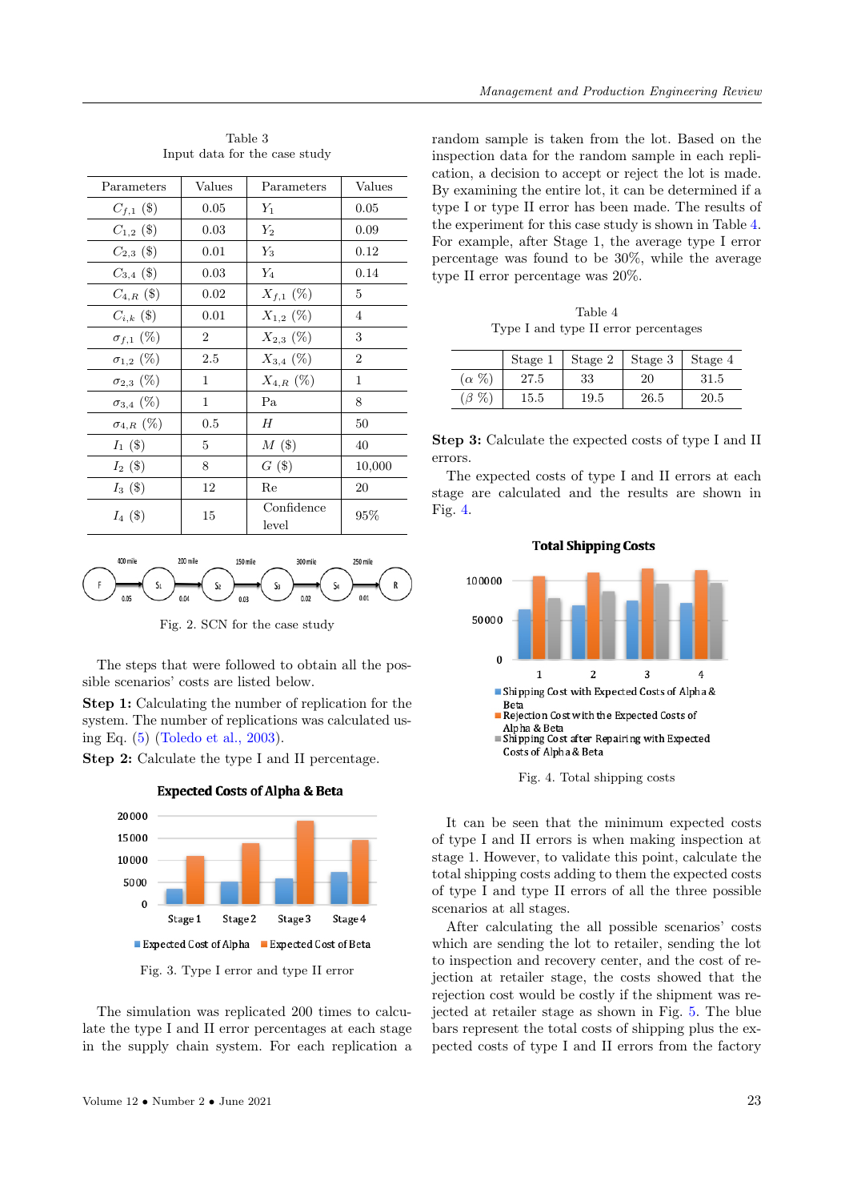Table 3
Input data for the case study

| Parameters | Values | Parameters | Values |
|---|---|---|---|
| $C_{f,1}$ ($) | 0.05 | $Y_1$ | 0.05 |
| $C_{1,2}$ ($) | 0.03 | $Y_2$ | 0.09 |
| $C_{2,3}$ ($) | 0.01 | $Y_3$ | 0.12 |
| $C_{3,4}$ ($) | 0.03 | $Y_4$ | 0.14 |
| $C_{4,R}$ ($) | 0.02 | $X_{f,1}$ (%) | 5 |
| $C_{i,k}$ ($) | 0.01 | $X_{1,2}$ (%) | 4 |
| $\sigma_{f,1}$ (%) | 2 | $X_{2,3}$ (%) | 3 |
| $\sigma_{1,2}$ (%) | 2.5 | $X_{3,4}$ (%) | 2 |
| $\sigma_{2,3}$ (%) | 1 | $X_{4,R}$ (%) | 1 |
| $\sigma_{3,4}$ (%) | 1 | Pa | 8 |
| $\sigma_{4,R}$ (%) | 0.5 | $H$ | 50 |
| $I_1$ ($) | 5 | $M$ ($) | 40 |
| $I_2$ ($) | 8 | $G$ ($) | 10,000 |
| $I_3$ ($) | 12 | Re | 20 |
| $I_4$ ($) | 15 | Confidence level | 95% |

Fig. 2. SCN for the case study

The steps that were followed to obtain all the possible scenarios' costs are listed below.

**Step 1:** Calculating the number of replication for the system. The number of replications was calculated using Eq. (5) (Toledo et al., 2003).

**Step 2:** Calculate the type I and II percentage.

Fig. 3. Type I error and type II error

The simulation was replicated 200 times to calculate the type I and II error percentages at each stage in the supply chain system. For each replication a random sample is taken from the lot. Based on the inspection data for the random sample in each replication, a decision to accept or reject the lot is made. By examining the entire lot, it can be determined if a type I or type II error has been made. The results of the experiment for this case study is shown in Table 4. For example, after Stage 1, the average type I error percentage was found to be 30%, while the average type II error percentage was 20%.

Table 4
Type I and type II error percentages

| | Stage 1 | Stage 2 | Stage 3 | Stage 4 |
|---|---|---|---|---|
| ($\alpha$ %) | 27.5 | 33 | 20 | 31.5 |
| ($\beta$ %) | 15.5 | 19.5 | 26.5 | 20.5 |

**Step 3:** Calculate the expected costs of type I and II errors.

The expected costs of type I and II errors at each stage are calculated and the results are shown in Fig. 4.

Fig. 4. Total shipping costs

It can be seen that the minimum expected costs of type I and II errors is when making inspection at stage 1. However, to validate this point, calculate the total shipping costs adding to them the expected costs of type I and type II errors of all the three possible scenarios at all stages.

After calculating the all possible scenarios' costs which are sending the lot to retailer, sending the lot to inspection and recovery center, and the cost of rejection at retailer stage, the costs showed that the rejection cost would be costly if the shipment was rejected at retailer stage as shown in Fig. 5. The blue bars represent the total costs of shipping plus the expected costs of type I and II errors from the factory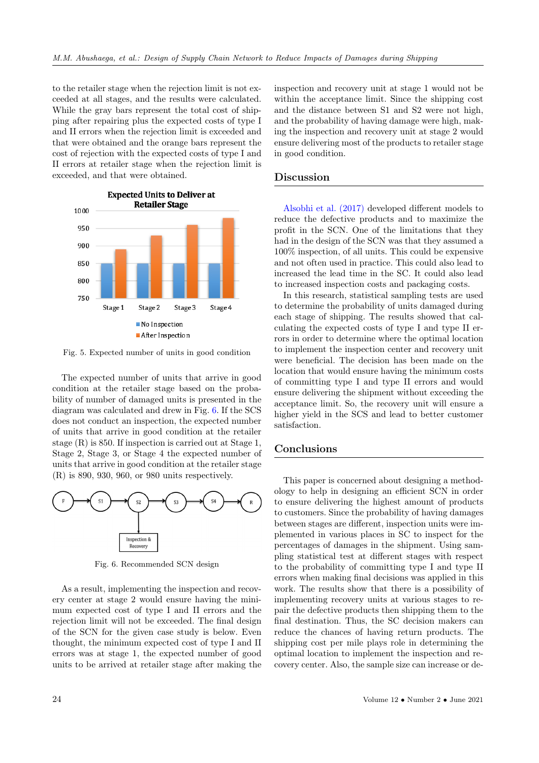to the retailer stage when the rejection limit is not exceeded at all stages, and the results were calculated. While the gray bars represent the total cost of shipping after repairing plus the expected costs of type I and II errors when the rejection limit is exceeded and that were obtained and the orange bars represent the cost of rejection with the expected costs of type I and II errors at retailer stage when the rejection limit is exceeded, and that were obtained.

Fig. 5. Expected number of units in good condition

The expected number of units that arrive in good condition at the retailer stage based on the probability of number of damaged units is presented in the diagram was calculated and drew in Fig. 6. If the SCS does not conduct an inspection, the expected number of units that arrive in good condition at the retailer stage (R) is 850. If inspection is carried out at Stage 1, Stage 2, Stage 3, or Stage 4 the expected number of units that arrive in good condition at the retailer stage (R) is 890, 930, 960, or 980 units respectively.

Fig. 6. Recommended SCN design

As a result, implementing the inspection and recovery center at stage 2 would ensure having the minimum expected cost of type I and II errors and the rejection limit will not be exceeded. The final design of the SCN for the given case study is below. Even thought, the minimum expected cost of type I and II errors was at stage 1, the expected number of good units to be arrived at retailer stage after making the inspection and recovery unit at stage 1 would not be within the acceptance limit. Since the shipping cost and the distance between S1 and S2 were not high, and the probability of having damage were high, making the inspection and recovery unit at stage 2 would ensure delivering most of the products to retailer stage in good condition.

## Discussion

Alsobhi et al. (2017) developed different models to reduce the defective products and to maximize the profit in the SCN. One of the limitations that they had in the design of the SCN was that they assumed a 100% inspection, of all units. This could be expensive and not often used in practice. This could also lead to increased the lead time in the SC. It could also lead to increased inspection costs and packaging costs.

In this research, statistical sampling tests are used to determine the probability of units damaged during each stage of shipping. The results showed that calculating the expected costs of type I and type II errors in order to determine where the optimal location to implement the inspection center and recovery unit were beneficial. The decision has been made on the location that would ensure having the minimum costs of committing type I and type II errors and would ensure delivering the shipment without exceeding the acceptance limit. So, the recovery unit will ensure a higher yield in the SCS and lead to better customer satisfaction.

## Conclusions

This paper is concerned about designing a methodology to help in designing an efficient SCN in order to ensure delivering the highest amount of products to customers. Since the probability of having damages between stages are different, inspection units were implemented in various places in SC to inspect for the percentages of damages in the shipment. Using sampling statistical test at different stages with respect to the probability of committing type I and type II errors when making final decisions was applied in this work. The results show that there is a possibility of implementing recovery units at various stages to repair the defective products then shipping them to the final destination. Thus, the SC decision makers can reduce the chances of having return products. The shipping cost per mile plays role in determining the optimal location to implement the inspection and recovery center. Also, the sample size can increase or de-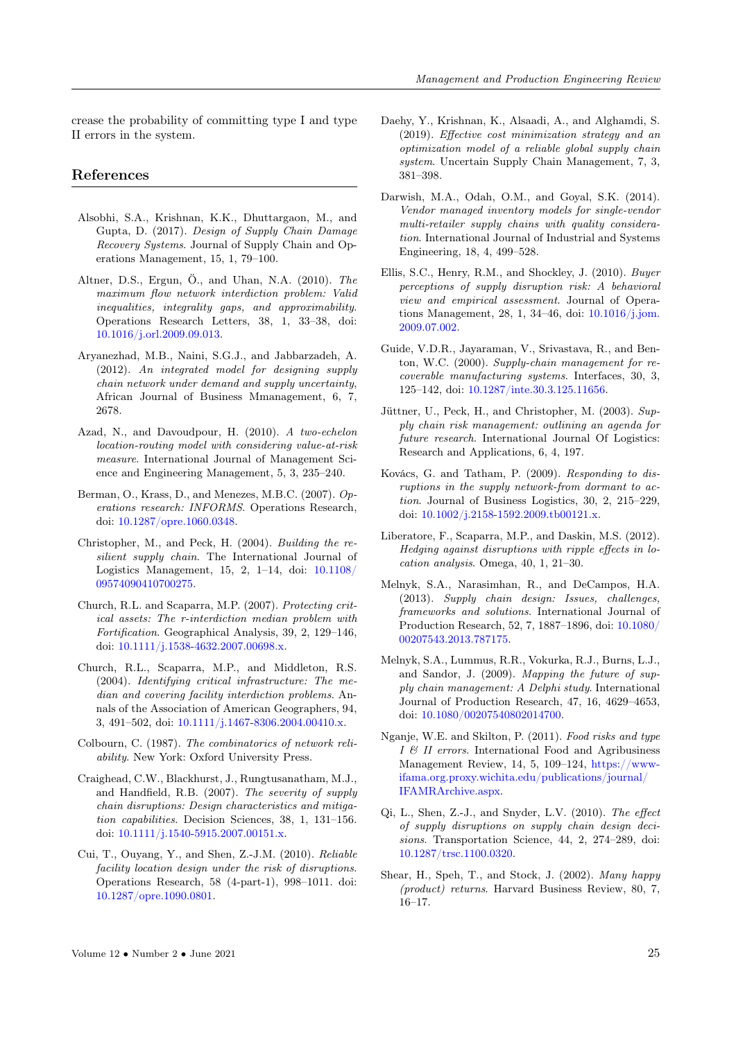crease the probability of committing type I and type II errors in the system.

## References

Alsobhi, S.A., Krishnan, K.K., Dhuttargaon, M., and Gupta, D. (2017). *Design of Supply Chain Damage Recovery Systems*. Journal of Supply Chain and Operations Management, 15, 1, 79–100.

Altner, D.S., Ergun, Ö., and Uhan, N.A. (2010). *The maximum flow network interdiction problem: Valid inequalities, integrality gaps, and approximability*. Operations Research Letters, 38, 1, 33–38, doi: 10.1016/j.orl.2009.09.013.

Aryanezhad, M.B., Naini, S.G.J., and Jabbarzadeh, A. (2012). *An integrated model for designing supply chain network under demand and supply uncertainty*, African Journal of Business Mmanagement, 6, 7, 2678.

Azad, N., and Davoudpour, H. (2010). *A two-echelon location-routing model with considering value-at-risk measure*. International Journal of Management Science and Engineering Management, 5, 3, 235–240.

Berman, O., Krass, D., and Menezes, M.B.C. (2007). *Operations research: INFORMS*. Operations Research, doi: 10.1287/opre.1060.0348.

Christopher, M., and Peck, H. (2004). *Building the resilient supply chain*. The International Journal of Logistics Management, 15, 2, 1–14, doi: 10.1108/09574090410700275.

Church, R.L. and Scaparra, M.P. (2007). *Protecting critical assets: The r-interdiction median problem with Fortification*. Geographical Analysis, 39, 2, 129–146, doi: 10.1111/j.1538-4632.2007.00698.x.

Church, R.L., Scaparra, M.P., and Middleton, R.S. (2004). *Identifying critical infrastructure: The median and covering facility interdiction problems*. Annals of the Association of American Geographers, 94, 3, 491–502, doi: 10.1111/j.1467-8306.2004.00410.x.

Colbourn, C. (1987). *The combinatorics of network reliability*. New York: Oxford University Press.

Craighead, C.W., Blackhurst, J., Rungtusanatham, M.J., and Handfield, R.B. (2007). *The severity of supply chain disruptions: Design characteristics and mitigation capabilities*. Decision Sciences, 38, 1, 131–156. doi: 10.1111/j.1540-5915.2007.00151.x.

Cui, T., Ouyang, Y., and Shen, Z.-J.M. (2010). *Reliable facility location design under the risk of disruptions*. Operations Research, 58 (4-part-1), 998–1011. doi: 10.1287/opre.1090.0801.

Daehy, Y., Krishnan, K., Alsaadi, A., and Alghamdi, S. (2019). *Effective cost minimization strategy and an optimization model of a reliable global supply chain system*. Uncertain Supply Chain Management, 7, 3, 381–398.

Darwish, M.A., Odah, O.M., and Goyal, S.K. (2014). *Vendor managed inventory models for single-vendor multi-retailer supply chains with quality consideration*. International Journal of Industrial and Systems Engineering, 18, 4, 499–528.

Ellis, S.C., Henry, R.M., and Shockley, J. (2010). *Buyer perceptions of supply disruption risk: A behavioral view and empirical assessment*. Journal of Operations Management, 28, 1, 34–46, doi: 10.1016/j.jom.2009.07.002.

Guide, V.D.R., Jayaraman, V., Srivastava, R., and Benton, W.C. (2000). *Supply-chain management for recoverable manufacturing systems*. Interfaces, 30, 3, 125–142, doi: 10.1287/inte.30.3.125.11656.

Jüttner, U., Peck, H., and Christopher, M. (2003). *Supply chain risk management: outlining an agenda for future research*. International Journal Of Logistics: Research and Applications, 6, 4, 197.

Kovács, G. and Tatham, P. (2009). *Responding to disruptions in the supply network-from dormant to action*. Journal of Business Logistics, 30, 2, 215–229, doi: 10.1002/j.2158-1592.2009.tb00121.x.

Liberatore, F., Scaparra, M.P., and Daskin, M.S. (2012). *Hedging against disruptions with ripple effects in location analysis*. Omega, 40, 1, 21–30.

Melnyk, S.A., Narasimhan, R., and DeCampos, H.A. (2013). *Supply chain design: Issues, challenges, frameworks and solutions*. International Journal of Production Research, 52, 7, 1887–1896, doi: 10.1080/00207543.2013.787175.

Melnyk, S.A., Lummus, R.R., Vokurka, R.J., Burns, L.J., and Sandor, J. (2009). *Mapping the future of supply chain management: A Delphi study*. International Journal of Production Research, 47, 16, 4629–4653, doi: 10.1080/00207540802014700.

Nganje, W.E. and Skilton, P. (2011). *Food risks and type I & II errors*. International Food and Agribusiness Management Review, 14, 5, 109–124, https://www-ifama.org.proxy.wichita.edu/publications/journal/IFAMRArchive.aspx.

Qi, L., Shen, Z.-J., and Snyder, L.V. (2010). *The effect of supply disruptions on supply chain design decisions*. Transportation Science, 44, 2, 274–289, doi: 10.1287/trsc.1100.0320.

Shear, H., Speh, T., and Stock, J. (2002). *Many happy (product) returns*. Harvard Business Review, 80, 7, 16–17.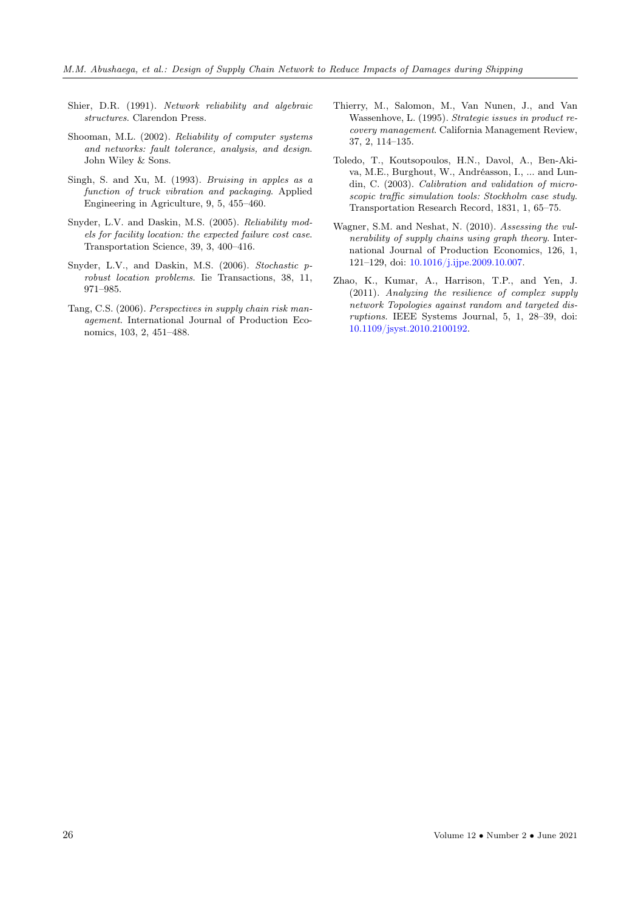Shier, D.R. (1991). *Network reliability and algebraic structures*. Clarendon Press.

Shooman, M.L. (2002). *Reliability of computer systems and networks: fault tolerance, analysis, and design*. John Wiley & Sons.

Singh, S. and Xu, M. (1993). *Bruising in apples as a function of truck vibration and packaging*. Applied Engineering in Agriculture, 9, 5, 455–460.

Snyder, L.V. and Daskin, M.S. (2005). *Reliability models for facility location: the expected failure cost case*. Transportation Science, 39, 3, 400–416.

Snyder, L.V., and Daskin, M.S. (2006). *Stochastic p-robust location problems*. Iie Transactions, 38, 11, 971–985.

Tang, C.S. (2006). *Perspectives in supply chain risk management*. International Journal of Production Economics, 103, 2, 451–488.

Thierry, M., Salomon, M., Van Nunen, J., and Van Wassenhove, L. (1995). *Strategie issues in product recovery management*. California Management Review, 37, 2, 114–135.

Toledo, T., Koutsopoulos, H.N., Davol, A., Ben-Akiva, M.E., Burghout, W., Andréasson, I., ... and Lundin, C. (2003). *Calibration and validation of microscopic traffic simulation tools: Stockholm case study*. Transportation Research Record, 1831, 1, 65–75.

Wagner, S.M. and Neshat, N. (2010). *Assessing the vulnerability of supply chains using graph theory*. International Journal of Production Economics, 126, 1, 121–129, doi: 10.1016/j.ijpe.2009.10.007.

Zhao, K., Kumar, A., Harrison, T.P., and Yen, J. (2011). *Analyzing the resilience of complex supply network Topologies against random and targeted disruptions*. IEEE Systems Journal, 5, 1, 28–39, doi: 10.1109/jsyst.2010.2100192.